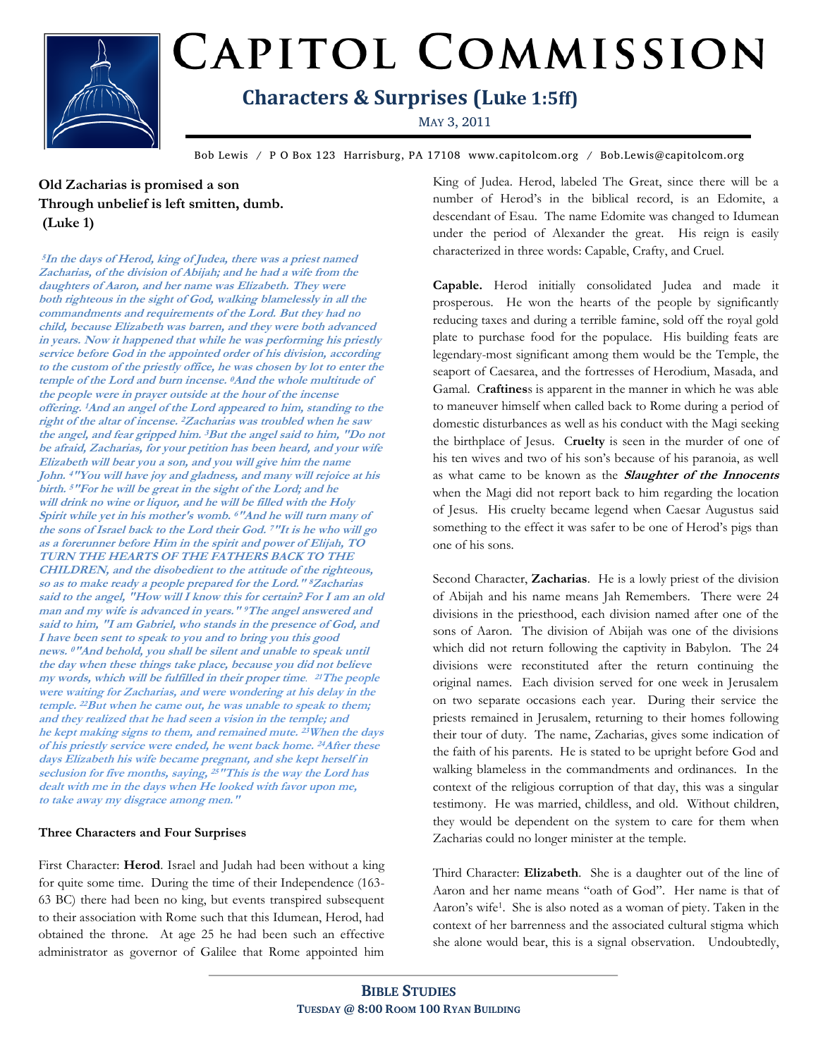# Capitol Commission

## Characters & Surprises (Luke 1:5ff)

May 3, 2011

Bob Lewis / P O Box 123 Harrisburg, PA 17108 www.capitolcom.org / Bob.Lewis@capitolcom.org

**Old Zacharias is promised a son**
**Through unbelief is left smitten, dumb.**
**(Luke 1)**

***[5]In the days of Herod, king of Judea, there was a priest named Zacharias, of the division of Abijah; and he had a wife from the daughters of Aaron, and her name was Elizabeth. They were both righteous in the sight of God, walking blamelessly in all the commandments and requirements of the Lord. But they had no child, because Elizabeth was barren, and they were both advanced in years. Now it happened that while he was performing his priestly service before God in the appointed order of his division, according to the custom of the priestly office, he was chosen by lot to enter the temple of the Lord and burn incense. [0]And the whole multitude of the people were in prayer outside at the hour of the incense offering. [1]And an angel of the Lord appeared to him, standing to the right of the altar of incense. [2]Zacharias was troubled when he saw the angel, and fear gripped him. [3]But the angel said to him, "Do not be afraid, Zacharias, for your petition has been heard, and your wife Elizabeth will bear you a son, and you will give him the name John. [4]"You will have joy and gladness, and many will rejoice at his birth. [5]"For he will be great in the sight of the Lord; and he will drink no wine or liquor, and he will be filled with the Holy Spirit while yet in his mother's womb. [6]"And he will turn many of the sons of Israel back to the Lord their God. [7]"It is he who will go as a forerunner before Him in the spirit and power of Elijah, TO TURN THE HEARTS OF THE FATHERS BACK TO THE CHILDREN, and the disobedient to the attitude of the righteous, so as to make ready a people prepared for the Lord." [8]Zacharias said to the angel, "How will I know this for certain? For I am an old man and my wife is advanced in years." [9]The angel answered and said to him, "I am Gabriel, who stands in the presence of God, and I have been sent to speak to you and to bring you this good news. [0]"And behold, you shall be silent and unable to speak until the day when these things take place, because you did not believe my words, which will be fulfilled in their proper time. [21]The people were waiting for Zacharias, and were wondering at his delay in the temple. [22]But when he came out, he was unable to speak to them; and they realized that he had seen a vision in the temple; and he kept making signs to them, and remained mute. [23]When the days of his priestly service were ended, he went back home. [24]After these days Elizabeth his wife became pregnant, and she kept herself in seclusion for five months, saying, [25]"This is the way the Lord has dealt with me in the days when He looked with favor upon me, to take away my disgrace among men."***

**Three Characters and Four Surprises**

First Character: **Herod**. Israel and Judah had been without a king for quite some time. During the time of their Independence (163-63 BC) there had been no king, but events transpired subsequent to their association with Rome such that this Idumean, Herod, had obtained the throne. At age 25 he had been such an effective administrator as governor of Galilee that Rome appointed him King of Judea. Herod, labeled The Great, since there will be a number of Herod's in the biblical record, is an Edomite, a descendant of Esau. The name Edomite was changed to Idumean under the period of Alexander the great. His reign is easily characterized in three words: Capable, Crafty, and Cruel.

**Capable.** Herod initially consolidated Judea and made it prosperous. He won the hearts of the people by significantly reducing taxes and during a terrible famine, sold off the royal gold plate to purchase food for the populace. His building feats are legendary-most significant among them would be the Temple, the seaport of Caesarea, and the fortresses of Herodium, Masada, and Gamal. C**raftines**s is apparent in the manner in which he was able to maneuver himself when called back to Rome during a period of domestic disturbances as well as his conduct with the Magi seeking the birthplace of Jesus. C**ruelty** is seen in the murder of one of his ten wives and two of his son's because of his paranoia, as well as what came to be known as the ***Slaughter of the Innocents*** when the Magi did not report back to him regarding the location of Jesus. His cruelty became legend when Caesar Augustus said something to the effect it was safer to be one of Herod's pigs than one of his sons.

Second Character, **Zacharias**. He is a lowly priest of the division of Abijah and his name means Jah Remembers. There were 24 divisions in the priesthood, each division named after one of the sons of Aaron. The division of Abijah was one of the divisions which did not return following the captivity in Babylon. The 24 divisions were reconstituted after the return continuing the original names. Each division served for one week in Jerusalem on two separate occasions each year. During their service the priests remained in Jerusalem, returning to their homes following their tour of duty. The name, Zacharias, gives some indication of the faith of his parents. He is stated to be upright before God and walking blameless in the commandments and ordinances. In the context of the religious corruption of that day, this was a singular testimony. He was married, childless, and old. Without children, they would be dependent on the system to care for them when Zacharias could no longer minister at the temple.

Third Character: **Elizabeth**. She is a daughter out of the line of Aaron and her name means "oath of God". Her name is that of Aaron's wife[1]. She is also noted as a woman of piety. Taken in the context of her barrenness and the associated cultural stigma which she alone would bear, this is a signal observation. Undoubtedly,

**Bible Studies**
**Tuesday @ 8:00 Room 100 Ryan Building**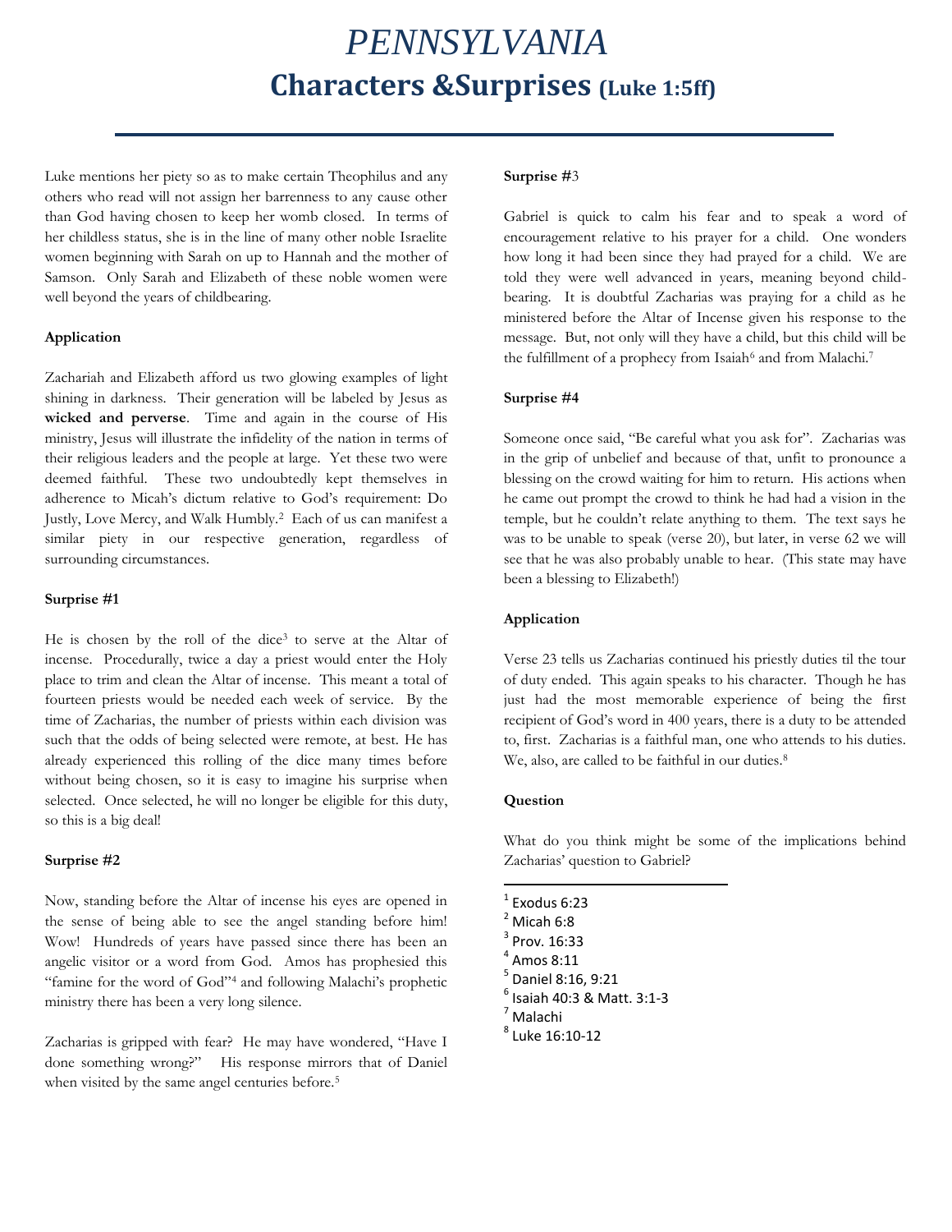# *PENNSYLVANIA*

## Characters &Surprises (Luke 1:5ff)

Luke mentions her piety so as to make certain Theophilus and any others who read will not assign her barrenness to any cause other than God having chosen to keep her womb closed. In terms of her childless status, she is in the line of many other noble Israelite women beginning with Sarah on up to Hannah and the mother of Samson. Only Sarah and Elizabeth of these noble women were well beyond the years of childbearing.

**Application**

Zachariah and Elizabeth afford us two glowing examples of light shining in darkness. Their generation will be labeled by Jesus as **wicked and perverse**. Time and again in the course of His ministry, Jesus will illustrate the infidelity of the nation in terms of their religious leaders and the people at large. Yet these two were deemed faithful. These two undoubtedly kept themselves in adherence to Micah's dictum relative to God's requirement: Do Justly, Love Mercy, and Walk Humbly.[2] Each of us can manifest a similar piety in our respective generation, regardless of surrounding circumstances.

**Surprise #1**

He is chosen by the roll of the dice[3] to serve at the Altar of incense. Procedurally, twice a day a priest would enter the Holy place to trim and clean the Altar of incense. This meant a total of fourteen priests would be needed each week of service. By the time of Zacharias, the number of priests within each division was such that the odds of being selected were remote, at best. He has already experienced this rolling of the dice many times before without being chosen, so it is easy to imagine his surprise when selected. Once selected, he will no longer be eligible for this duty, so this is a big deal!

**Surprise #2**

Now, standing before the Altar of incense his eyes are opened in the sense of being able to see the angel standing before him! Wow! Hundreds of years have passed since there has been an angelic visitor or a word from God. Amos has prophesied this "famine for the word of God"[4] and following Malachi's prophetic ministry there has been a very long silence.

Zacharias is gripped with fear? He may have wondered, "Have I done something wrong?" His response mirrors that of Daniel when visited by the same angel centuries before.[5]

**Surprise #3**

Gabriel is quick to calm his fear and to speak a word of encouragement relative to his prayer for a child. One wonders how long it had been since they had prayed for a child. We are told they were well advanced in years, meaning beyond child-bearing. It is doubtful Zacharias was praying for a child as he ministered before the Altar of Incense given his response to the message. But, not only will they have a child, but this child will be the fulfillment of a prophecy from Isaiah[6] and from Malachi.[7]

**Surprise #4**

Someone once said, "Be careful what you ask for". Zacharias was in the grip of unbelief and because of that, unfit to pronounce a blessing on the crowd waiting for him to return. His actions when he came out prompt the crowd to think he had had a vision in the temple, but he couldn't relate anything to them. The text says he was to be unable to speak (verse 20), but later, in verse 62 we will see that he was also probably unable to hear. (This state may have been a blessing to Elizabeth!)

**Application**

Verse 23 tells us Zacharias continued his priestly duties til the tour of duty ended. This again speaks to his character. Though he has just had the most memorable experience of being the first recipient of God's word in 400 years, there is a duty to be attended to, first. Zacharias is a faithful man, one who attends to his duties. We, also, are called to be faithful in our duties.[8]

**Question**

What do you think might be some of the implications behind Zacharias' question to Gabriel?

---

[1] Exodus 6:23
[2] Micah 6:8
[3] Prov. 16:33
[4] Amos 8:11
[5] Daniel 8:16, 9:21
[6] Isaiah 40:3 & Matt. 3:1-3
[7] Malachi
[8] Luke 16:10-12